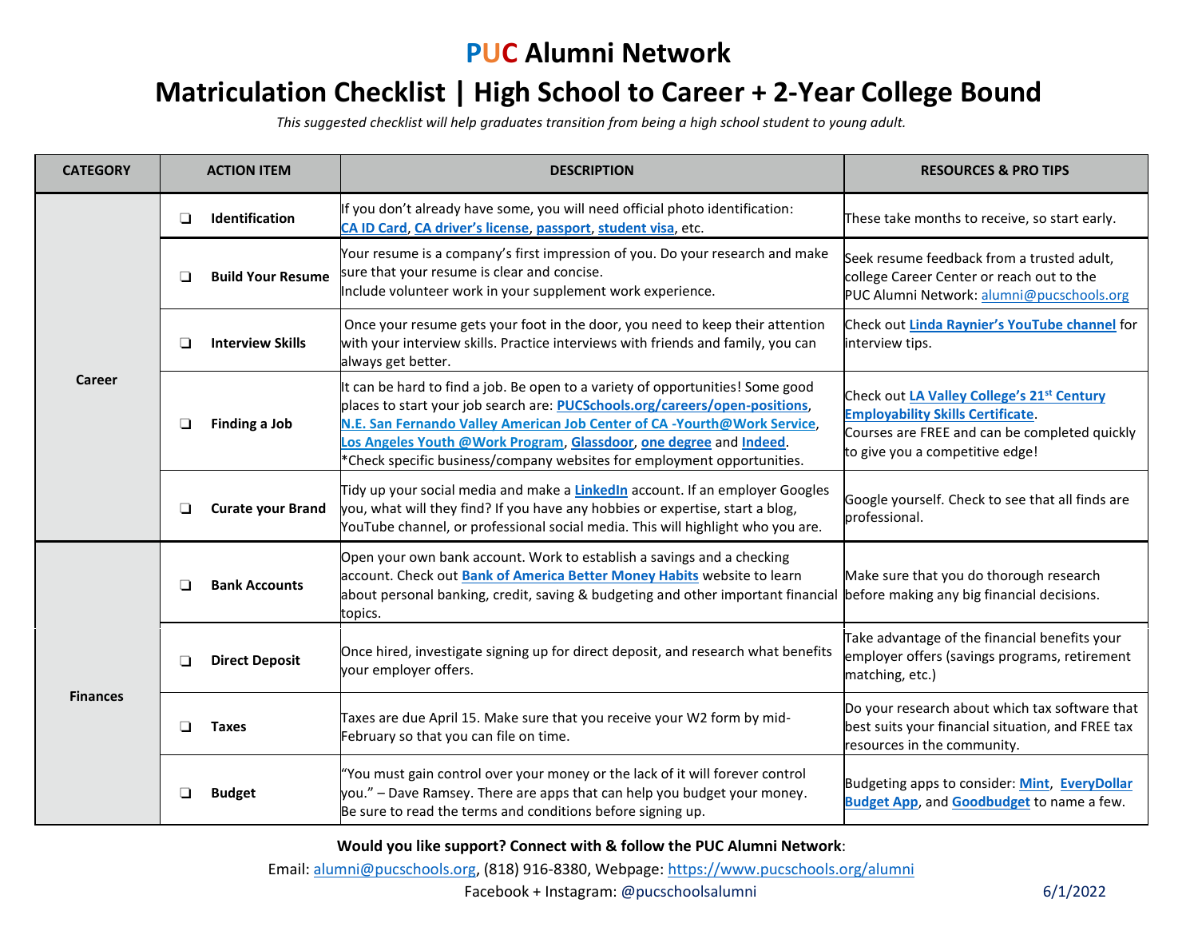# PUC Alumni Network

## Matriculation Checklist | High School to Career + 2-Year College Bound

*This suggested checklist will help graduates transition from being a high school student to young adult.*

| CATEGORY | ACTION ITEM | DESCRIPTION | RESOURCES & PRO TIPS |
|---|---|---|---|
| Career | ❑ **Identification** | If you don't already have some, you will need official photo identification: **CA ID Card**, **CA driver's license**, **passport**, **student visa**, etc. | These take months to receive, so start early. |
| | ❑ **Build Your Resume** | Your resume is a company's first impression of you. Do your research and make sure that your resume is clear and concise. Include volunteer work in your supplement work experience. | Seek resume feedback from a trusted adult, college Career Center or reach out to the PUC Alumni Network: alumni@pucschools.org |
| | ❑ **Interview Skills** | Once your resume gets your foot in the door, you need to keep their attention with your interview skills. Practice interviews with friends and family, you can always get better. | Check out **Linda Raynier's YouTube channel** for interview tips. |
| | ❑ **Finding a Job** | It can be hard to find a job. Be open to a variety of opportunities! Some good places to start your job search are: **PUCSchools.org/careers/open-positions**, **N.E. San Fernando Valley American Job Center of CA -Yourth@Work Service**, **Los Angeles Youth @Work Program**, **Glassdoor**, **one degree** and **Indeed**. *Check specific business/company websites for employment opportunities. | Check out **LA Valley College's 21st Century Employability Skills Certificate**. Courses are FREE and can be completed quickly to give you a competitive edge! |
| | ❑ **Curate your Brand** | Tidy up your social media and make a **LinkedIn** account. If an employer Googles you, what will they find? If you have any hobbies or expertise, start a blog, YouTube channel, or professional social media. This will highlight who you are. | Google yourself. Check to see that all finds are professional. |
| Finances | ❑ **Bank Accounts** | Open your own bank account. Work to establish a savings and a checking account. Check out **Bank of America Better Money Habits** website to learn about personal banking, credit, saving & budgeting and other important financial topics. | Make sure that you do thorough research before making any big financial decisions. |
| | ❑ **Direct Deposit** | Once hired, investigate signing up for direct deposit, and research what benefits your employer offers. | Take advantage of the financial benefits your employer offers (savings programs, retirement matching, etc.) |
| | ❑ **Taxes** | Taxes are due April 15. Make sure that you receive your W2 form by mid-February so that you can file on time. | Do your research about which tax software that best suits your financial situation, and FREE tax resources in the community. |
| | ❑ **Budget** | "You must gain control over your money or the lack of it will forever control you." – Dave Ramsey. There are apps that can help you budget your money. Be sure to read the terms and conditions before signing up. | Budgeting apps to consider: **Mint**, **EveryDollar Budget App**, and **Goodbudget** to name a few. |

**Would you like support? Connect with & follow the PUC Alumni Network**:

Email: alumni@pucschools.org, (818) 916-8380, Webpage: https://www.pucschools.org/alumni

Facebook + Instagram: @pucschoolsalumni

6/1/2022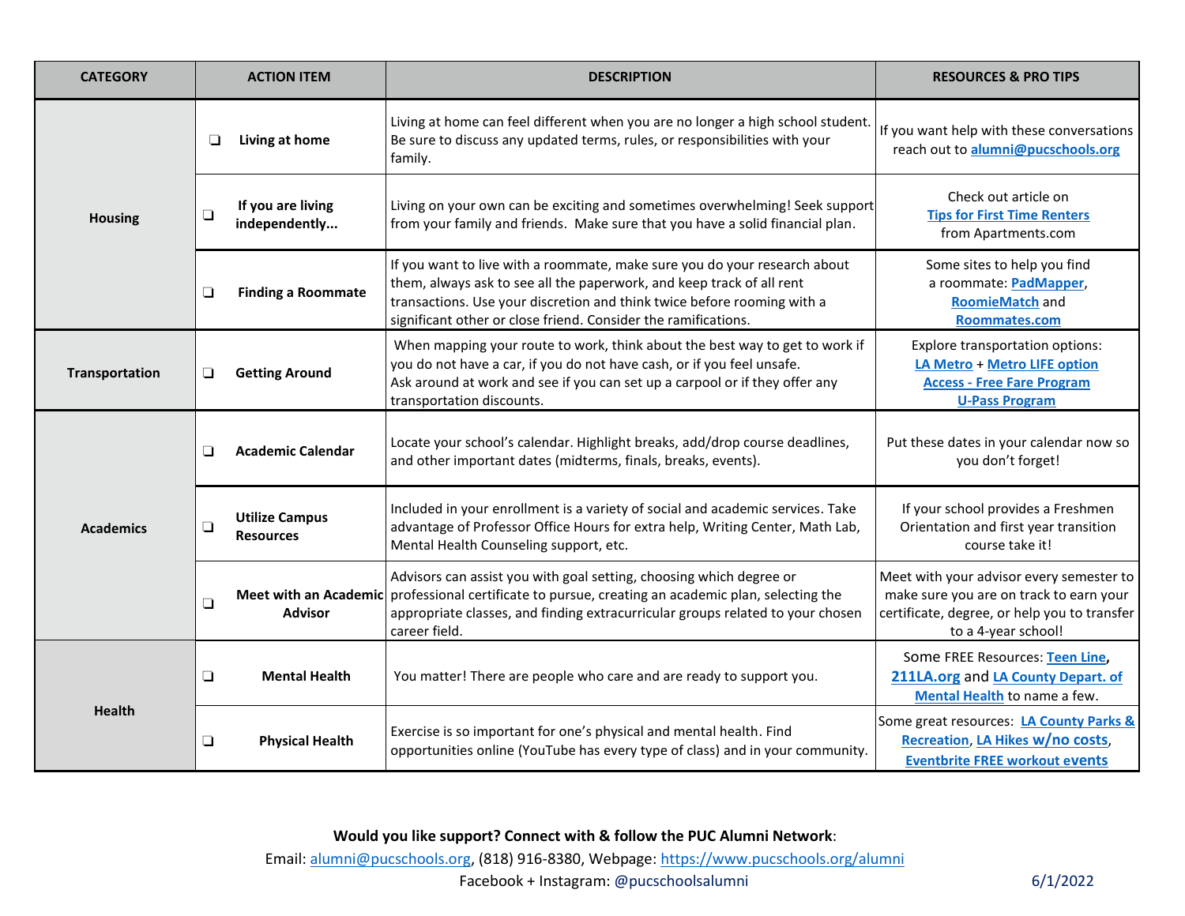| CATEGORY | ACTION ITEM | DESCRIPTION | RESOURCES & PRO TIPS |
|---|---|---|---|
| **Housing** | ❑ **Living at home** | Living at home can feel different when you are no longer a high school student. Be sure to discuss any updated terms, rules, or responsibilities with your family. | If you want help with these conversations reach out to **alumni@pucschools.org** |
| | ❑ **If you are living independently...** | Living on your own can be exciting and sometimes overwhelming! Seek support from your family and friends. Make sure that you have a solid financial plan. | Check out article on **Tips for First Time Renters** from Apartments.com |
| | ❑ **Finding a Roommate** | If you want to live with a roommate, make sure you do your research about them, always ask to see all the paperwork, and keep track of all rent transactions. Use your discretion and think twice before rooming with a significant other or close friend. Consider the ramifications. | Some sites to help you find a roommate: **PadMapper**, **RoomieMatch** and **Roommates.com** |
| **Transportation** | ❑ **Getting Around** | When mapping your route to work, think about the best way to get to work if you do not have a car, if you do not have cash, or if you feel unsafe. Ask around at work and see if you can set up a carpool or if they offer any transportation discounts. | Explore transportation options: **LA Metro** + **Metro LIFE option** **Access - Free Fare Program** **U-Pass Program** |
| **Academics** | ❑ **Academic Calendar** | Locate your school's calendar. Highlight breaks, add/drop course deadlines, and other important dates (midterms, finals, breaks, events). | Put these dates in your calendar now so you don't forget! |
| | ❑ **Utilize Campus Resources** | Included in your enrollment is a variety of social and academic services. Take advantage of Professor Office Hours for extra help, Writing Center, Math Lab, Mental Health Counseling support, etc. | If your school provides a Freshmen Orientation and first year transition course take it! |
| | ❑ **Meet with an Academic Advisor** | Advisors can assist you with goal setting, choosing which degree or professional certificate to pursue, creating an academic plan, selecting the appropriate classes, and finding extracurricular groups related to your chosen career field. | Meet with your advisor every semester to make sure you are on track to earn your certificate, degree, or help you to transfer to a 4-year school! |
| **Health** | ❑ **Mental Health** | You matter! There are people who care and are ready to support you. | Some FREE Resources: **Teen Line**, **211LA.org** and **LA County Depart. of Mental Health** to name a few. |
| | ❑ **Physical Health** | Exercise is so important for one's physical and mental health. Find opportunities online (YouTube has every type of class) and in your community. | Some great resources: **LA County Parks & Recreation**, **LA Hikes w/no costs**, **Eventbrite FREE workout events** |

**Would you like support? Connect with & follow the PUC Alumni Network**:

Email: alumni@pucschools.org, (818) 916-8380, Webpage: https://www.pucschools.org/alumni

Facebook + Instagram: @pucschoolsalumni

6/1/2022